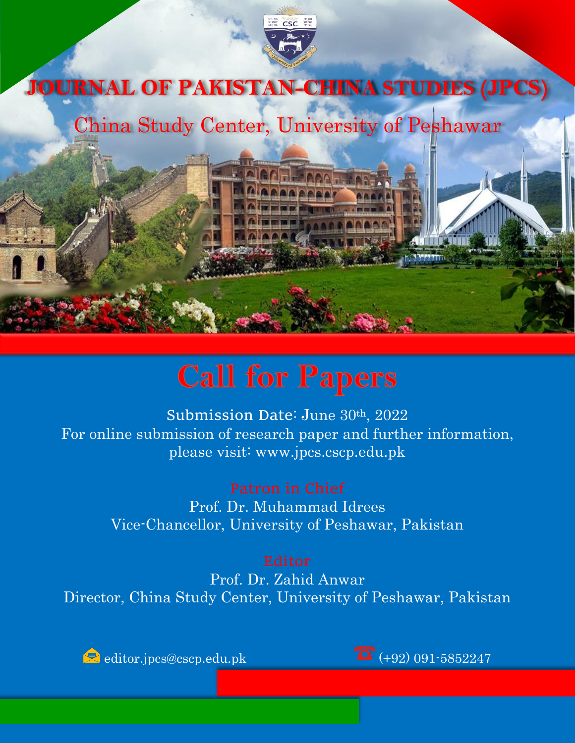# JOURNAL OF PAKISTAN-CHINA STUDIES (JPCS)

## China Study Center, University of Peshawar

# Call for Papers

Submission Date: June 30th, 2022

For online submission of research paper and further information, please visit: www.jpcs.cscp.edu.pk

**Patron in Chief**

Prof. Dr. Muhammad Idrees

Vice-Chancellor, University of Peshawar, Pakistan

**Editor**

Prof. Dr. Zahid Anwar

Director, China Study Center, University of Peshawar, Pakistan

editor.jpcs@cscp.edu.pk

(+92) 091-5852247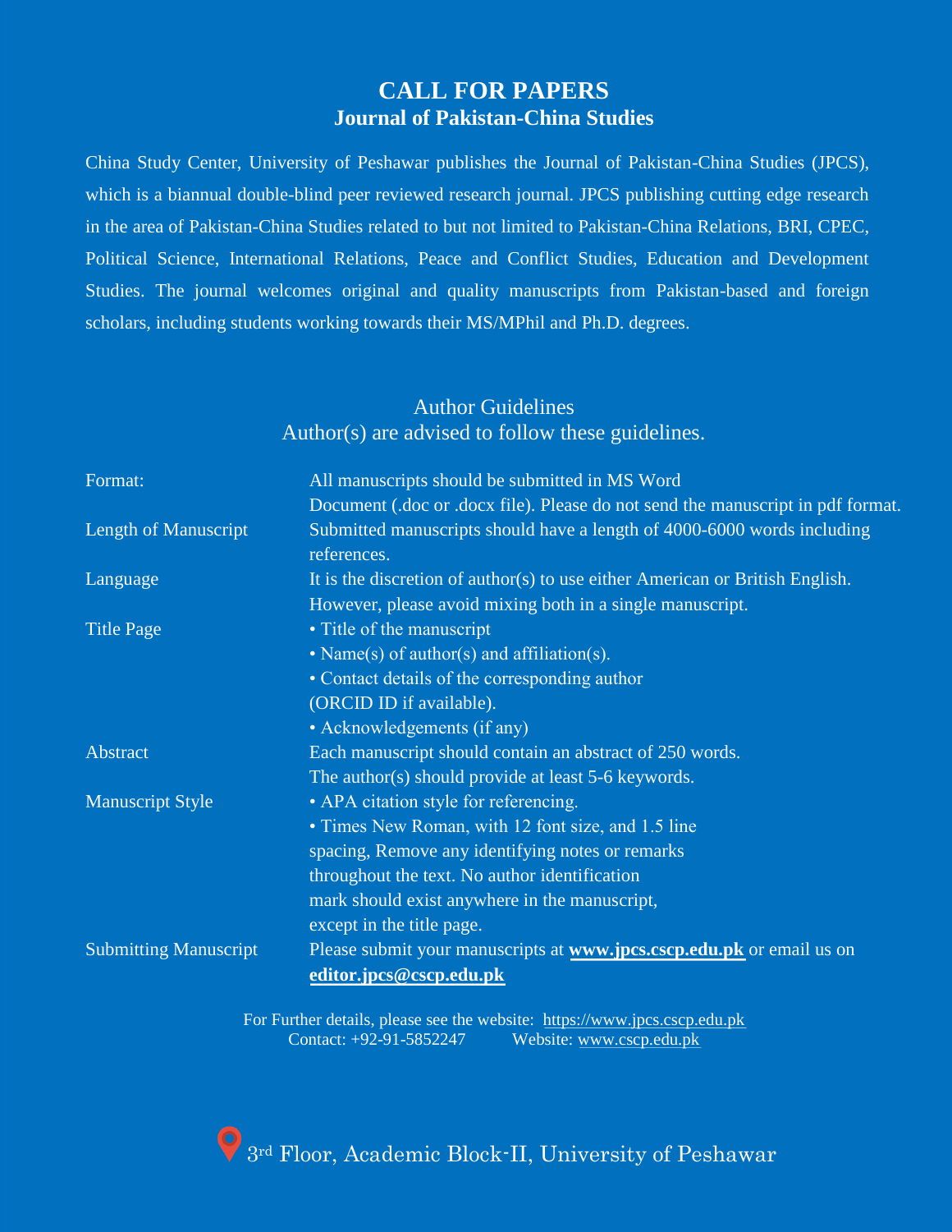# CALL FOR PAPERS

## Journal of Pakistan-China Studies

China Study Center, University of Peshawar publishes the Journal of Pakistan-China Studies (JPCS), which is a biannual double-blind peer reviewed research journal. JPCS publishing cutting edge research in the area of Pakistan-China Studies related to but not limited to Pakistan-China Relations, BRI, CPEC, Political Science, International Relations, Peace and Conflict Studies, Education and Development Studies. The journal welcomes original and quality manuscripts from Pakistan-based and foreign scholars, including students working towards their MS/MPhil and Ph.D. degrees.

### Author Guidelines

Author(s) are advised to follow these guidelines.

| | |
|---|---|
| Format: | All manuscripts should be submitted in MS Word Document (.doc or .docx file). Please do not send the manuscript in pdf format. |
| Length of Manuscript | Submitted manuscripts should have a length of 4000-6000 words including references. |
| Language | It is the discretion of author(s) to use either American or British English. However, please avoid mixing both in a single manuscript. |
| Title Page | • Title of the manuscript<br>• Name(s) of author(s) and affiliation(s).<br>• Contact details of the corresponding author (ORCID ID if available).<br>• Acknowledgements (if any) |
| Abstract | Each manuscript should contain an abstract of 250 words. The author(s) should provide at least 5-6 keywords. |
| Manuscript Style | • APA citation style for referencing.<br>• Times New Roman, with 12 font size, and 1.5 line spacing, Remove any identifying notes or remarks throughout the text. No author identification mark should exist anywhere in the manuscript, except in the title page. |
| Submitting Manuscript | Please submit your manuscripts at **www.jpcs.cscp.edu.pk** or email us on **editor.jpcs@cscp.edu.pk** |

For Further details, please see the website: https://www.jpcs.cscp.edu.pk
Contact: +92-91-5852247 Website: www.cscp.edu.pk

3rd Floor, Academic Block-II, University of Peshawar